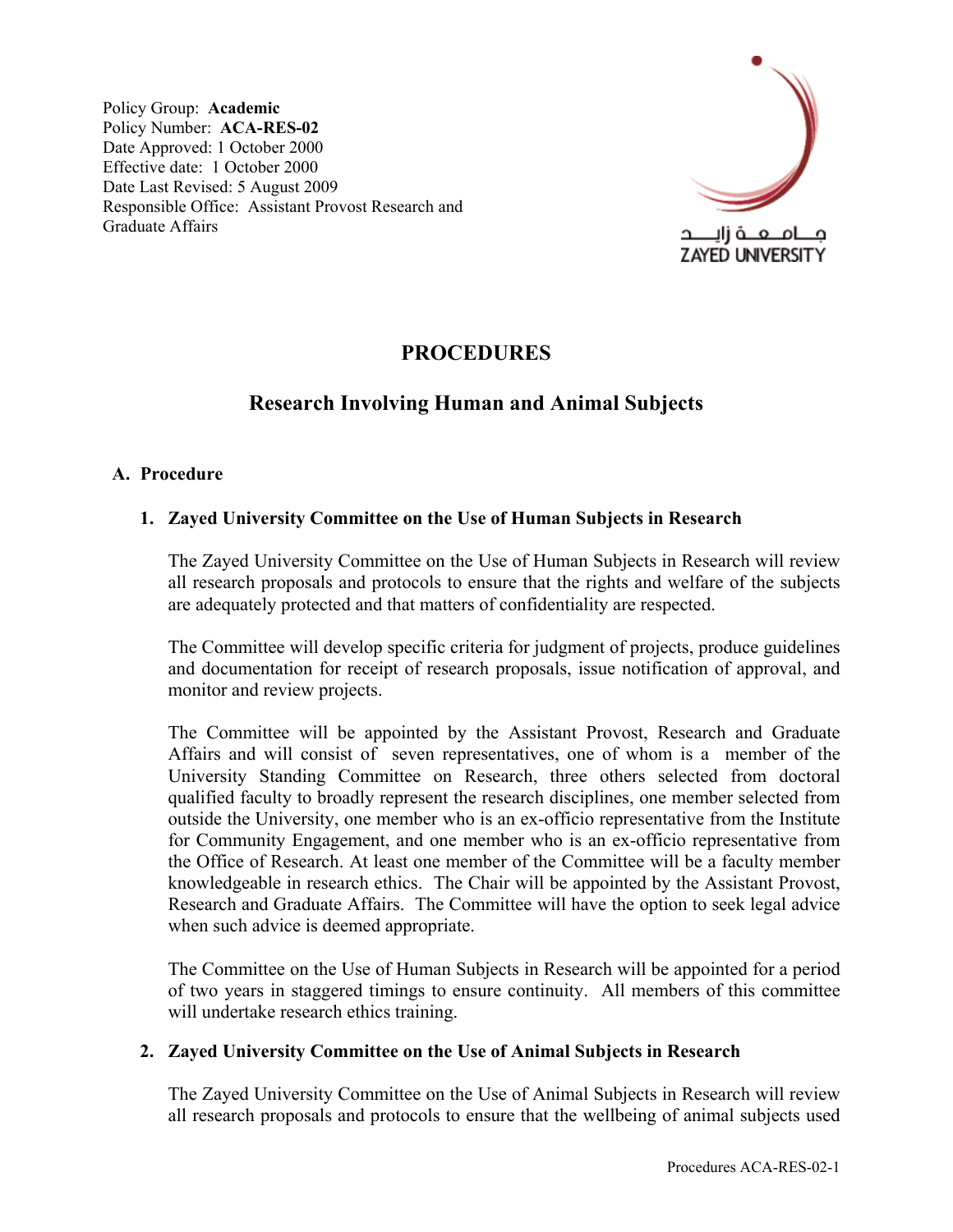Policy Group: **Academic**
Policy Number: **ACA-RES-02**
Date Approved: 1 October 2000
Effective date: 1 October 2000
Date Last Revised: 5 August 2009
Responsible Office: Assistant Provost Research and Graduate Affairs

جـــامـــعـــة زايـــــد
ZAYED UNIVERSITY

# PROCEDURES

## Research Involving Human and Animal Subjects

### A. Procedure

#### 1. Zayed University Committee on the Use of Human Subjects in Research

The Zayed University Committee on the Use of Human Subjects in Research will review all research proposals and protocols to ensure that the rights and welfare of the subjects are adequately protected and that matters of confidentiality are respected.

The Committee will develop specific criteria for judgment of projects, produce guidelines and documentation for receipt of research proposals, issue notification of approval, and monitor and review projects.

The Committee will be appointed by the Assistant Provost, Research and Graduate Affairs and will consist of seven representatives, one of whom is a member of the University Standing Committee on Research, three others selected from doctoral qualified faculty to broadly represent the research disciplines, one member selected from outside the University, one member who is an ex-officio representative from the Institute for Community Engagement, and one member who is an ex-officio representative from the Office of Research. At least one member of the Committee will be a faculty member knowledgeable in research ethics. The Chair will be appointed by the Assistant Provost, Research and Graduate Affairs. The Committee will have the option to seek legal advice when such advice is deemed appropriate.

The Committee on the Use of Human Subjects in Research will be appointed for a period of two years in staggered timings to ensure continuity. All members of this committee will undertake research ethics training.

#### 2. Zayed University Committee on the Use of Animal Subjects in Research

The Zayed University Committee on the Use of Animal Subjects in Research will review all research proposals and protocols to ensure that the wellbeing of animal subjects used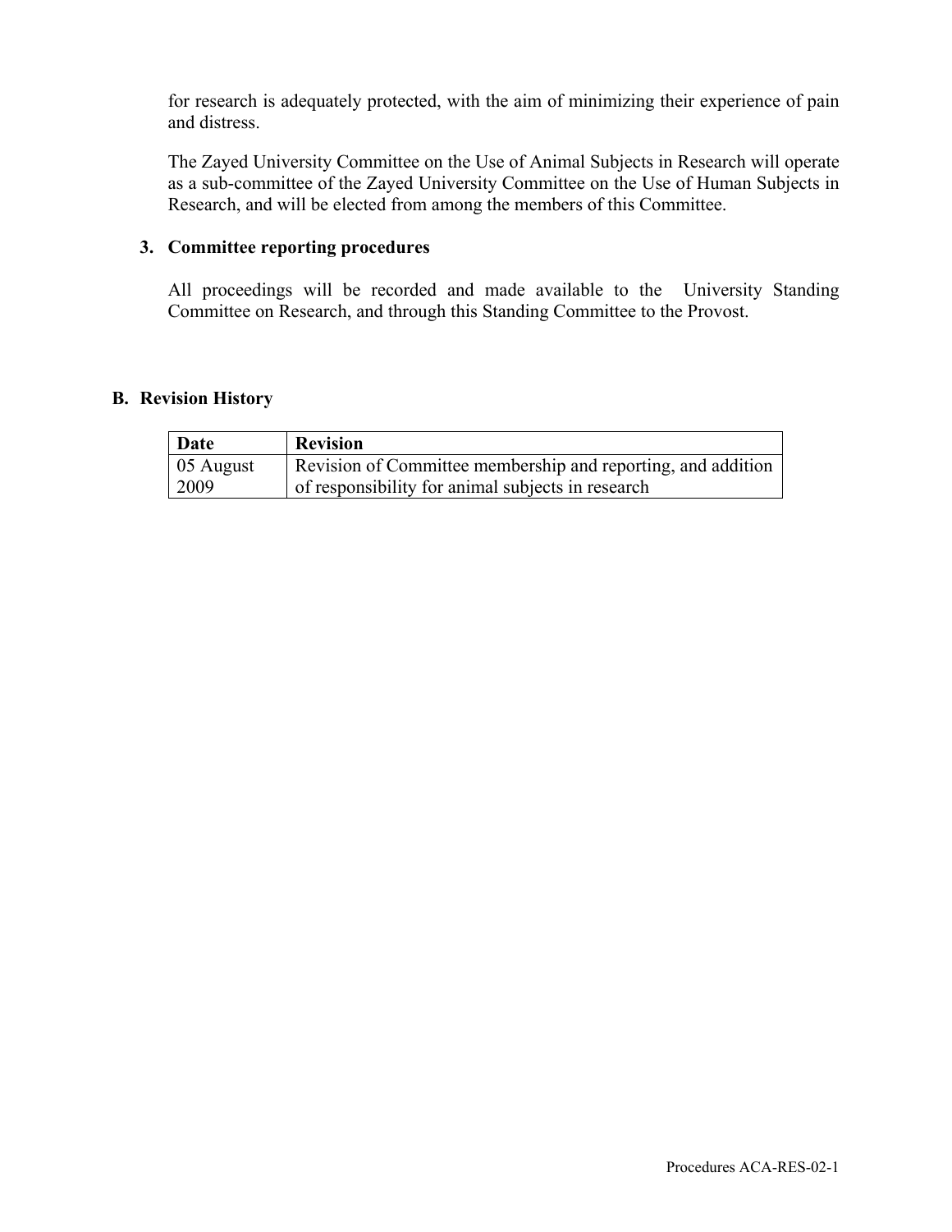for research is adequately protected, with the aim of minimizing their experience of pain and distress.

The Zayed University Committee on the Use of Animal Subjects in Research will operate as a sub-committee of the Zayed University Committee on the Use of Human Subjects in Research, and will be elected from among the members of this Committee.

3. **Committee reporting procedures**

All proceedings will be recorded and made available to the University Standing Committee on Research, and through this Standing Committee to the Provost.

## B. Revision History

| Date | Revision |
|---|---|
| 05 August 2009 | Revision of Committee membership and reporting, and addition of responsibility for animal subjects in research |

Procedures ACA-RES-02-1